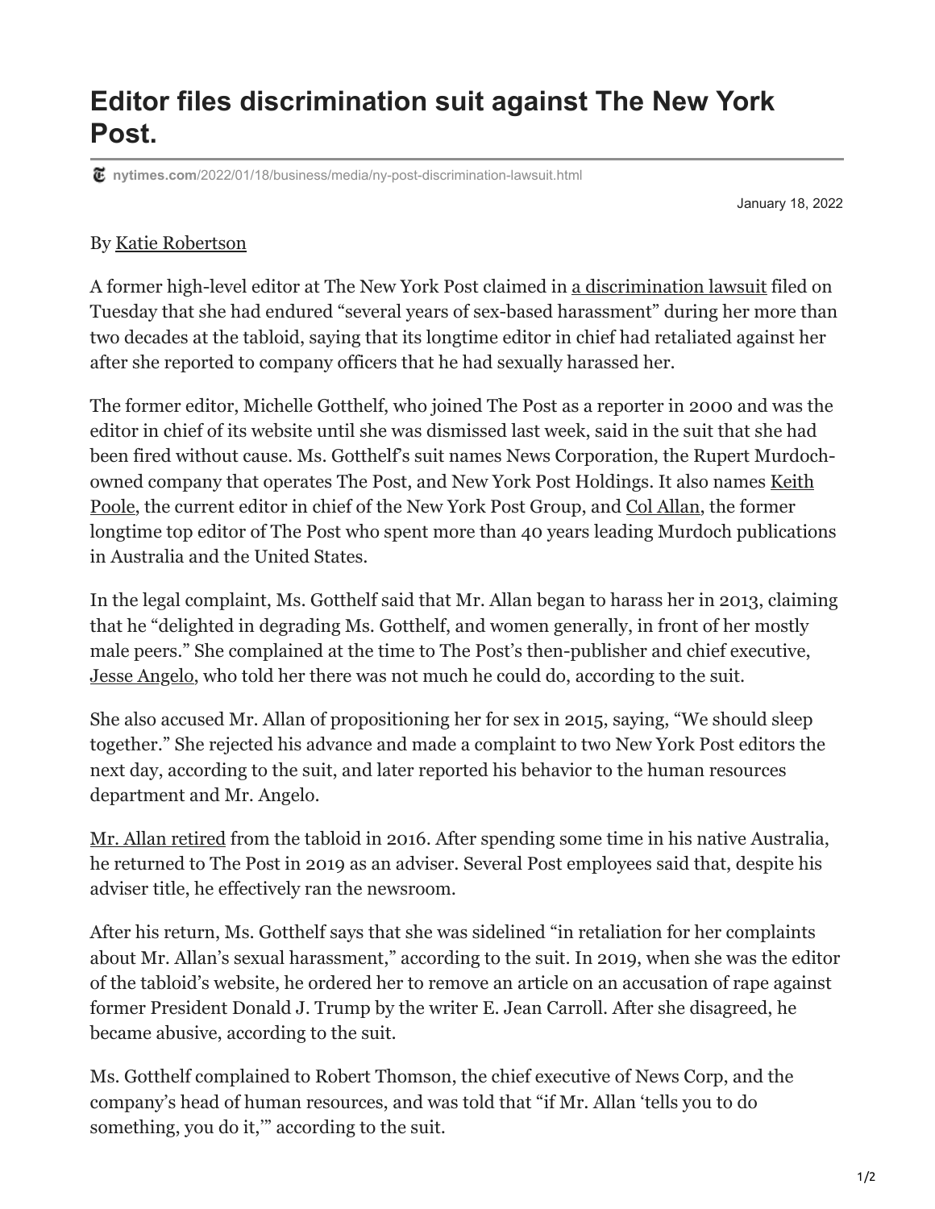# Editor files discrimination suit against The New York Post.

nytimes.com/2022/01/18/business/media/ny-post-discrimination-lawsuit.html

January 18, 2022

By Katie Robertson

A former high-level editor at The New York Post claimed in a discrimination lawsuit filed on Tuesday that she had endured "several years of sex-based harassment" during her more than two decades at the tabloid, saying that its longtime editor in chief had retaliated against her after she reported to company officers that he had sexually harassed her.

The former editor, Michelle Gotthelf, who joined The Post as a reporter in 2000 and was the editor in chief of its website until she was dismissed last week, said in the suit that she had been fired without cause. Ms. Gotthelf's suit names News Corporation, the Rupert Murdoch-owned company that operates The Post, and New York Post Holdings. It also names Keith Poole, the current editor in chief of the New York Post Group, and Col Allan, the former longtime top editor of The Post who spent more than 40 years leading Murdoch publications in Australia and the United States.

In the legal complaint, Ms. Gotthelf said that Mr. Allan began to harass her in 2013, claiming that he "delighted in degrading Ms. Gotthelf, and women generally, in front of her mostly male peers." She complained at the time to The Post's then-publisher and chief executive, Jesse Angelo, who told her there was not much he could do, according to the suit.

She also accused Mr. Allan of propositioning her for sex in 2015, saying, "We should sleep together." She rejected his advance and made a complaint to two New York Post editors the next day, according to the suit, and later reported his behavior to the human resources department and Mr. Angelo.

Mr. Allan retired from the tabloid in 2016. After spending some time in his native Australia, he returned to The Post in 2019 as an adviser. Several Post employees said that, despite his adviser title, he effectively ran the newsroom.

After his return, Ms. Gotthelf says that she was sidelined "in retaliation for her complaints about Mr. Allan's sexual harassment," according to the suit. In 2019, when she was the editor of the tabloid's website, he ordered her to remove an article on an accusation of rape against former President Donald J. Trump by the writer E. Jean Carroll. After she disagreed, he became abusive, according to the suit.

Ms. Gotthelf complained to Robert Thomson, the chief executive of News Corp, and the company's head of human resources, and was told that "if Mr. Allan 'tells you to do something, you do it,'" according to the suit.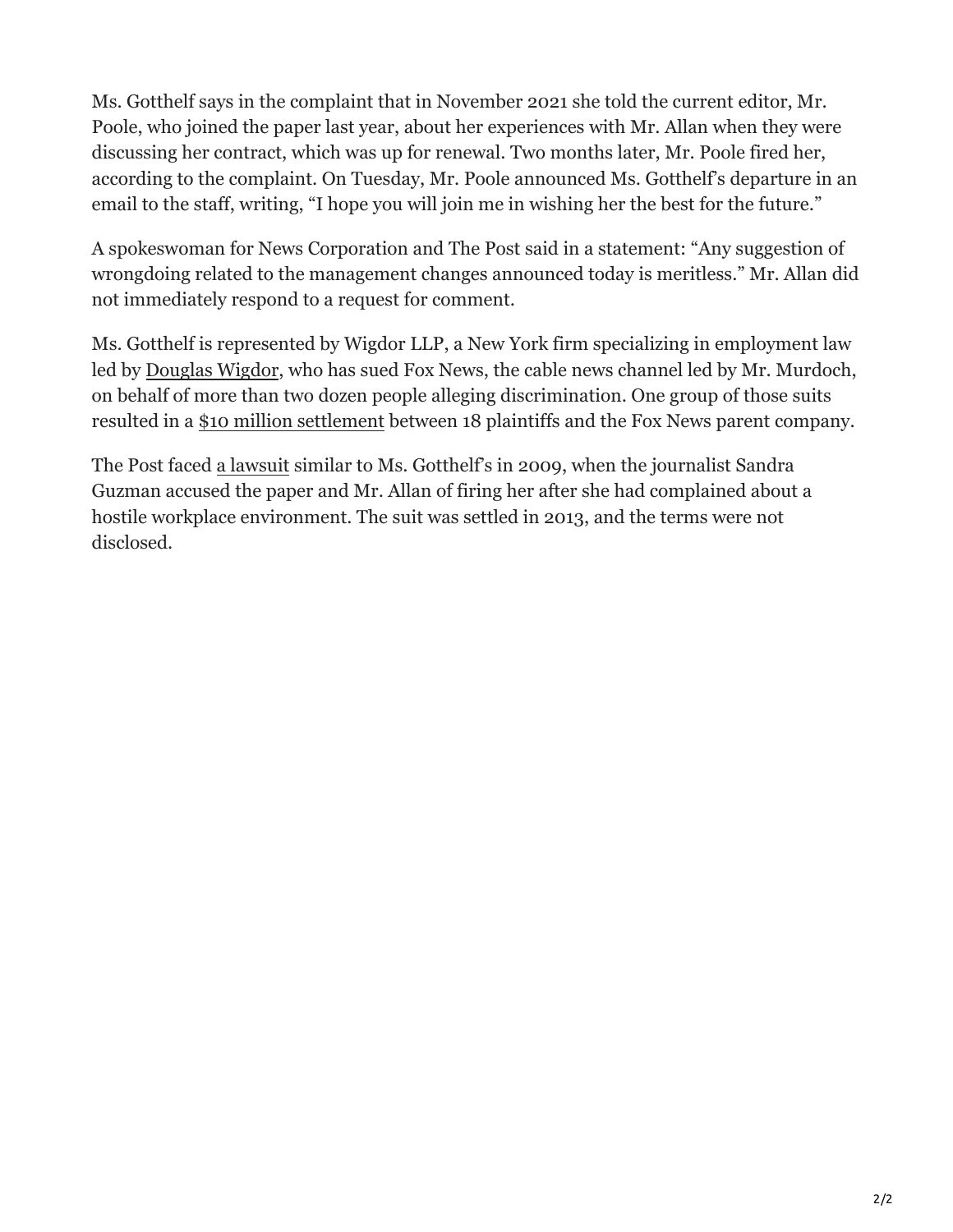Ms. Gotthelf says in the complaint that in November 2021 she told the current editor, Mr. Poole, who joined the paper last year, about her experiences with Mr. Allan when they were discussing her contract, which was up for renewal. Two months later, Mr. Poole fired her, according to the complaint. On Tuesday, Mr. Poole announced Ms. Gotthelf's departure in an email to the staff, writing, "I hope you will join me in wishing her the best for the future."

A spokeswoman for News Corporation and The Post said in a statement: "Any suggestion of wrongdoing related to the management changes announced today is meritless." Mr. Allan did not immediately respond to a request for comment.

Ms. Gotthelf is represented by Wigdor LLP, a New York firm specializing in employment law led by Douglas Wigdor, who has sued Fox News, the cable news channel led by Mr. Murdoch, on behalf of more than two dozen people alleging discrimination. One group of those suits resulted in a $10 million settlement between 18 plaintiffs and the Fox News parent company.

The Post faced a lawsuit similar to Ms. Gotthelf's in 2009, when the journalist Sandra Guzman accused the paper and Mr. Allan of firing her after she had complained about a hostile workplace environment. The suit was settled in 2013, and the terms were not disclosed.